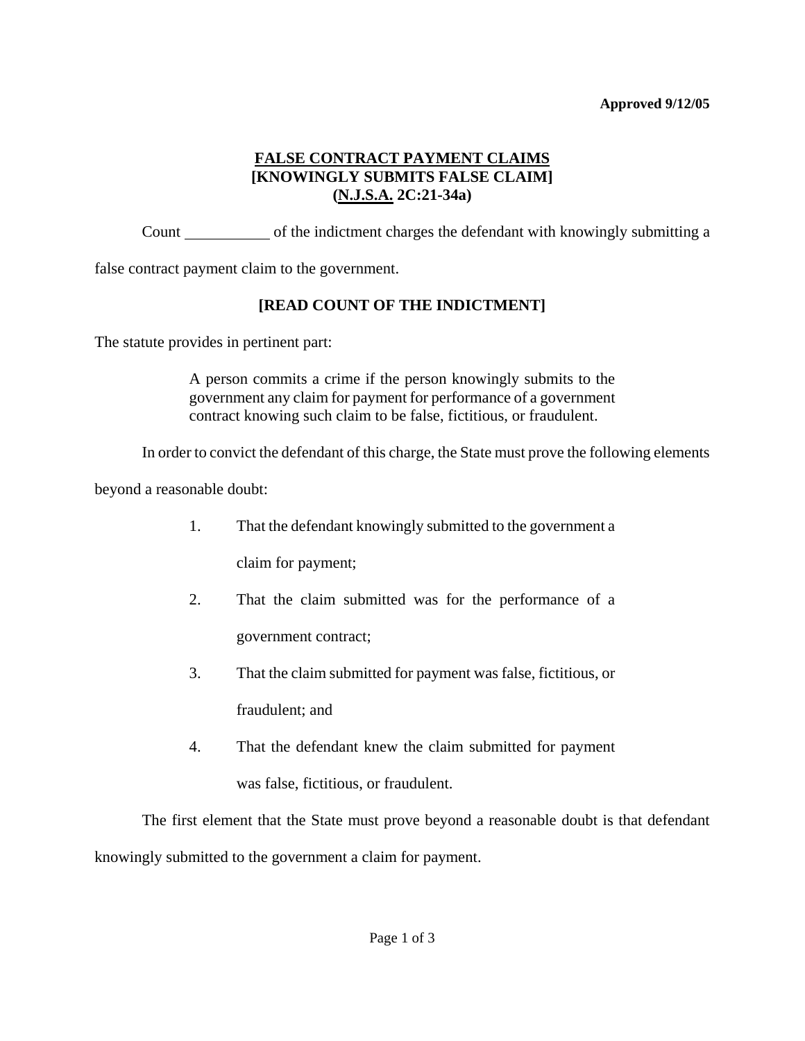**Approved 9/12/05**

# FALSE CONTRACT PAYMENT CLAIMS
## [KNOWINGLY SUBMITS FALSE CLAIM]
## (N.J.S.A. 2C:21-34a)

Count __________ of the indictment charges the defendant with knowingly submitting a false contract payment claim to the government.

**[READ COUNT OF THE INDICTMENT]**

The statute provides in pertinent part:

> A person commits a crime if the person knowingly submits to the government any claim for payment for performance of a government contract knowing such claim to be false, fictitious, or fraudulent.

In order to convict the defendant of this charge, the State must prove the following elements beyond a reasonable doubt:

1. That the defendant knowingly submitted to the government a claim for payment;
2. That the claim submitted was for the performance of a government contract;
3. That the claim submitted for payment was false, fictitious, or fraudulent; and
4. That the defendant knew the claim submitted for payment was false, fictitious, or fraudulent.

The first element that the State must prove beyond a reasonable doubt is that defendant knowingly submitted to the government a claim for payment.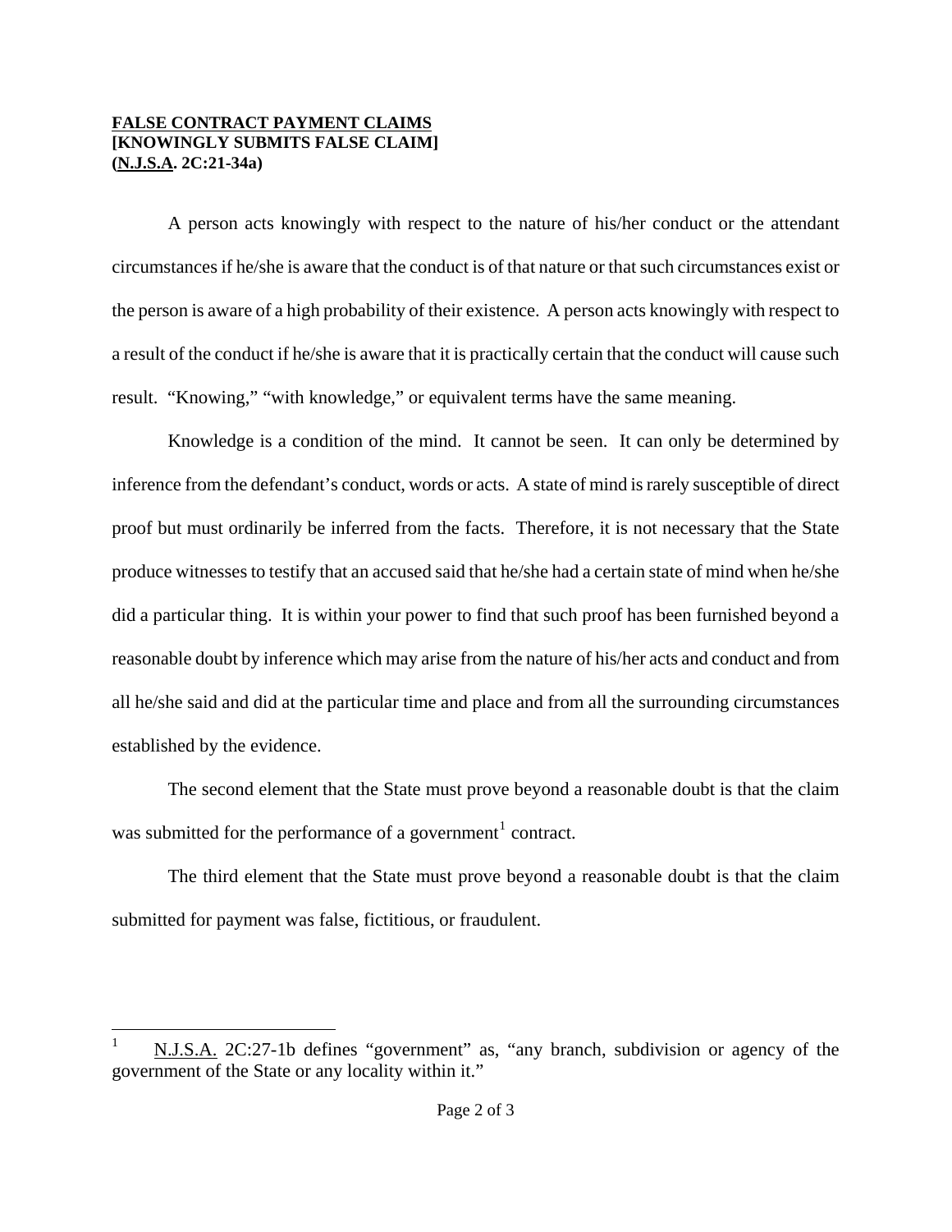**FALSE CONTRACT PAYMENT CLAIMS**
**[KNOWINGLY SUBMITS FALSE CLAIM]**
**(N.J.S.A. 2C:21-34a)**

A person acts knowingly with respect to the nature of his/her conduct or the attendant circumstances if he/she is aware that the conduct is of that nature or that such circumstances exist or the person is aware of a high probability of their existence. A person acts knowingly with respect to a result of the conduct if he/she is aware that it is practically certain that the conduct will cause such result. "Knowing," "with knowledge," or equivalent terms have the same meaning.

Knowledge is a condition of the mind. It cannot be seen. It can only be determined by inference from the defendant's conduct, words or acts. A state of mind is rarely susceptible of direct proof but must ordinarily be inferred from the facts. Therefore, it is not necessary that the State produce witnesses to testify that an accused said that he/she had a certain state of mind when he/she did a particular thing. It is within your power to find that such proof has been furnished beyond a reasonable doubt by inference which may arise from the nature of his/her acts and conduct and from all he/she said and did at the particular time and place and from all the surrounding circumstances established by the evidence.

The second element that the State must prove beyond a reasonable doubt is that the claim was submitted for the performance of a government[1] contract.

The third element that the State must prove beyond a reasonable doubt is that the claim submitted for payment was false, fictitious, or fraudulent.

---

[1] N.J.S.A. 2C:27-1b defines "government" as, "any branch, subdivision or agency of the government of the State or any locality within it."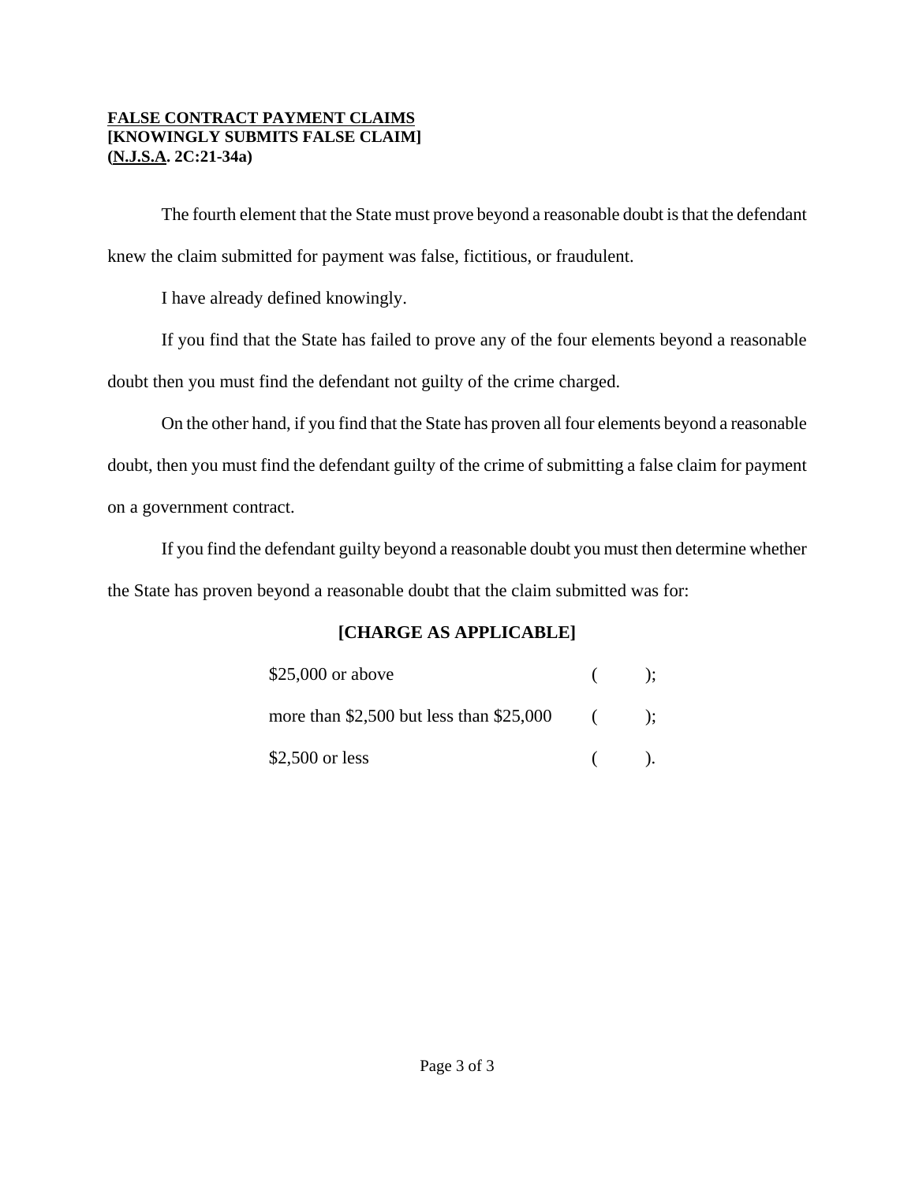**FALSE CONTRACT PAYMENT CLAIMS**
**[KNOWINGLY SUBMITS FALSE CLAIM]**
**(N.J.S.A. 2C:21-34a)**

The fourth element that the State must prove beyond a reasonable doubt is that the defendant knew the claim submitted for payment was false, fictitious, or fraudulent.

I have already defined knowingly.

If you find that the State has failed to prove any of the four elements beyond a reasonable doubt then you must find the defendant not guilty of the crime charged.

On the other hand, if you find that the State has proven all four elements beyond a reasonable doubt, then you must find the defendant guilty of the crime of submitting a false claim for payment on a government contract.

If you find the defendant guilty beyond a reasonable doubt you must then determine whether the State has proven beyond a reasonable doubt that the claim submitted was for:

**[CHARGE AS APPLICABLE]**

| | |
|---|---|
| $25,000 or above | (     ); |
| more than $2,500 but less than $25,000 | (     ); |
| $2,500 or less | (     ). |